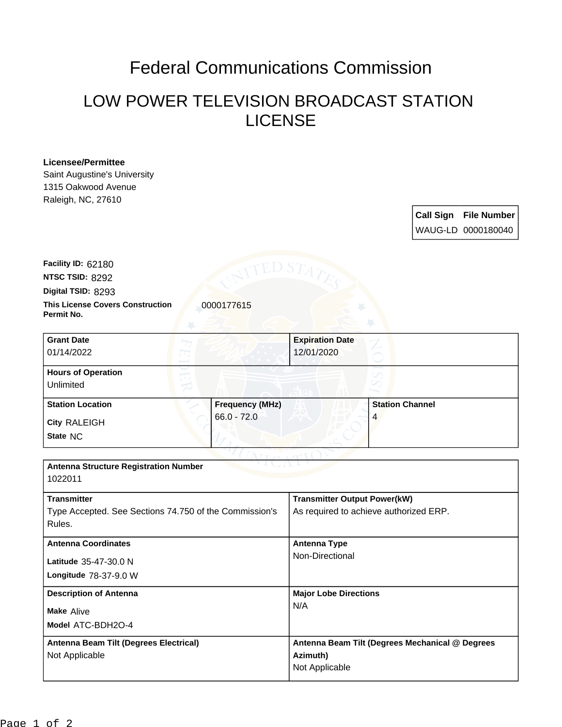# Federal Communications Commission

## LOW POWER TELEVISION BROADCAST STATION LICENSE

**Licensee/Permittee**
Saint Augustine's University
1315 Oakwood Avenue
Raleigh, NC, 27610

| Call Sign | File Number |
|---|---|
| WAUG-LD | 0000180040 |

**Facility ID:** 62180
**NTSC TSID:** 8292
**Digital TSID:** 8293
**This License Covers Construction Permit No.** 0000177615

| Grant Date | Expiration Date | |
|---|---|---|
| 01/14/2022 | 12/01/2020 | |
| **Hours of Operation** | | |
| Unlimited | | |
| **Station Location** | **Frequency (MHz)** | **Station Channel** |
| City RALEIGH<br>State NC | 66.0 - 72.0 | 4 |

| Antenna Structure Registration Number | |
|---|---|
| 1022011 | |
| **Transmitter** | **Transmitter Output Power(kW)** |
| Type Accepted. See Sections 74.750 of the Commission's Rules. | As required to achieve authorized ERP. |
| **Antenna Coordinates** | **Antenna Type** |
| Latitude 35-47-30.0 N<br>Longitude 78-37-9.0 W | Non-Directional |
| **Description of Antenna** | **Major Lobe Directions** |
| Make Alive<br>Model ATC-BDH2O-4 | N/A |
| **Antenna Beam Tilt (Degrees Electrical)** | **Antenna Beam Tilt (Degrees Mechanical @ Degrees Azimuth)** |
| Not Applicable | Not Applicable |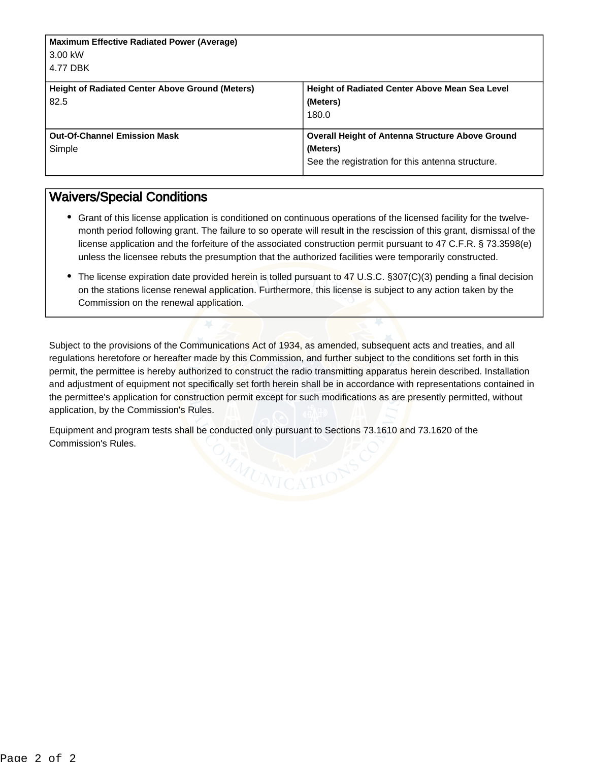| | |
|---|---|
| **Maximum Effective Radiated Power (Average)**<br>3.00 kW<br>4.77 DBK | |
| **Height of Radiated Center Above Ground (Meters)**<br>82.5 | **Height of Radiated Center Above Mean Sea Level (Meters)**<br>180.0 |
| **Out-Of-Channel Emission Mask**<br>Simple | **Overall Height of Antenna Structure Above Ground (Meters)**<br>See the registration for this antenna structure. |

## Waivers/Special Conditions

- Grant of this license application is conditioned on continuous operations of the licensed facility for the twelve-month period following grant. The failure to so operate will result in the rescission of this grant, dismissal of the license application and the forfeiture of the associated construction permit pursuant to 47 C.F.R. § 73.3598(e) unless the licensee rebuts the presumption that the authorized facilities were temporarily constructed.
- The license expiration date provided herein is tolled pursuant to 47 U.S.C. §307(C)(3) pending a final decision on the stations license renewal application. Furthermore, this license is subject to any action taken by the Commission on the renewal application.

Subject to the provisions of the Communications Act of 1934, as amended, subsequent acts and treaties, and all regulations heretofore or hereafter made by this Commission, and further subject to the conditions set forth in this permit, the permittee is hereby authorized to construct the radio transmitting apparatus herein described. Installation and adjustment of equipment not specifically set forth herein shall be in accordance with representations contained in the permittee's application for construction permit except for such modifications as are presently permitted, without application, by the Commission's Rules.

Equipment and program tests shall be conducted only pursuant to Sections 73.1610 and 73.1620 of the Commission's Rules.